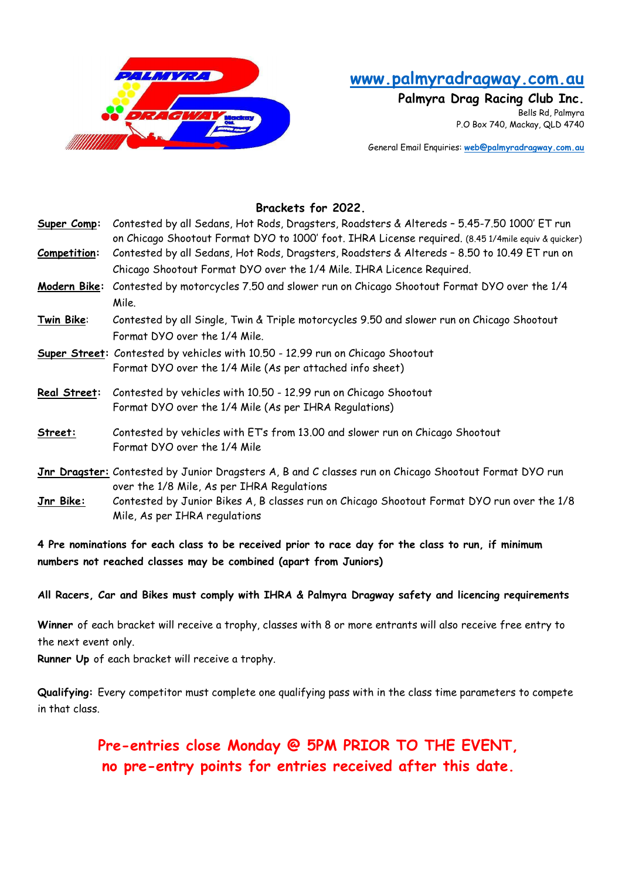**www.palmyradragway.com.au**

**Palmyra Drag Racing Club Inc.**
Bells Rd, Palmyra
P.O Box 740, Mackay, QLD 4740

General Email Enquiries: **web@palmyradragway.com.au**

## Brackets for 2022.

**Super Comp:** Contested by all Sedans, Hot Rods, Dragsters, Roadsters & Altereds – 5.45-7.50 1000' ET run on Chicago Shootout Format DYO to 1000' foot. IHRA License required. (8.45 1/4mile equiv & quicker)

**Competition:** Contested by all Sedans, Hot Rods, Dragsters, Roadsters & Altereds – 8.50 to 10.49 ET run on Chicago Shootout Format DYO over the 1/4 Mile. IHRA Licence Required.

**Modern Bike:** Contested by motorcycles 7.50 and slower run on Chicago Shootout Format DYO over the 1/4 Mile.

**Twin Bike:** Contested by all Single, Twin & Triple motorcycles 9.50 and slower run on Chicago Shootout Format DYO over the 1/4 Mile.

**Super Street:** Contested by vehicles with 10.50 - 12.99 run on Chicago Shootout Format DYO over the 1/4 Mile (As per attached info sheet)

**Real Street:** Contested by vehicles with 10.50 - 12.99 run on Chicago Shootout Format DYO over the 1/4 Mile (As per IHRA Regulations)

**Street:** Contested by vehicles with ET's from 13.00 and slower run on Chicago Shootout Format DYO over the 1/4 Mile

**Jnr Dragster:** Contested by Junior Dragsters A, B and C classes run on Chicago Shootout Format DYO run over the 1/8 Mile, As per IHRA Regulations

**Jnr Bike:** Contested by Junior Bikes A, B classes run on Chicago Shootout Format DYO run over the 1/8 Mile, As per IHRA regulations

**4 Pre nominations for each class to be received prior to race day for the class to run, if minimum numbers not reached classes may be combined (apart from Juniors)**

**All Racers, Car and Bikes must comply with IHRA & Palmyra Dragway safety and licencing requirements**

**Winner** of each bracket will receive a trophy, classes with 8 or more entrants will also receive free entry to the next event only.

**Runner Up** of each bracket will receive a trophy.

**Qualifying:** Every competitor must complete one qualifying pass with in the class time parameters to compete in that class.

**Pre-entries close Monday @ 5PM PRIOR TO THE EVENT, no pre-entry points for entries received after this date.**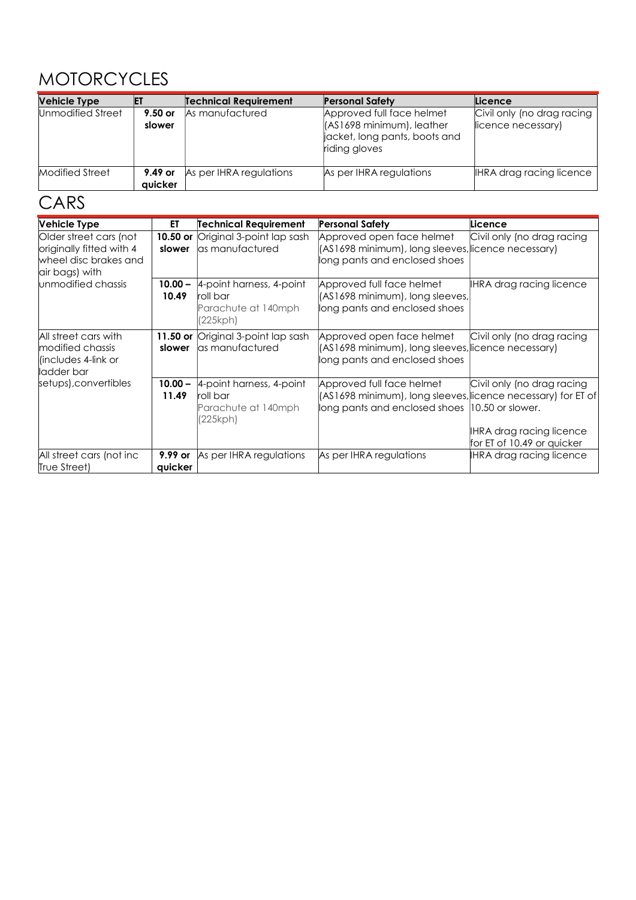# MOTORCYCLES

| Vehicle Type | ET | Technical Requirement | Personal Safety | Licence |
|---|---|---|---|---|
| Unmodified Street | **9.50 or slower** | As manufactured | Approved full face helmet (AS1698 minimum), leather jacket, long pants, boots and riding gloves | Civil only (no drag racing licence necessary) |
| Modified Street | **9.49 or quicker** | As per IHRA regulations | As per IHRA regulations | IHRA drag racing licence |

# CARS

| Vehicle Type | ET | Technical Requirement | Personal Safety | Licence |
|---|---|---|---|---|
| Older street cars (not originally fitted with 4 wheel disc brakes and air bags) with unmodified chassis | **10.50 or slower** | Original 3-point lap sash as manufactured | Approved open face helmet (AS1698 minimum), long sleeves, long pants and enclosed shoes | Civil only (no drag racing licence necessary) |
| | **10.00 – 10.49** | 4-point harness, 4-point roll bar<br>Parachute at 140mph (225kph) | Approved full face helmet (AS1698 minimum), long sleeves, long pants and enclosed shoes | IHRA drag racing licence |
| All street cars with modified chassis (includes 4-link or ladder bar setups),convertibles | **11.50 or slower** | Original 3-point lap sash as manufactured | Approved open face helmet (AS1698 minimum), long sleeves, long pants and enclosed shoes | Civil only (no drag racing licence necessary) |
| | **10.00 – 11.49** | 4-point harness, 4-point roll bar<br>Parachute at 140mph (225kph) | Approved full face helmet (AS1698 minimum), long sleeves, long pants and enclosed shoes | Civil only (no drag racing licence necessary) for ET of 10.50 or slower.<br>IHRA drag racing licence for ET of 10.49 or quicker |
| All street cars (not inc True Street) | **9.99 or quicker** | As per IHRA regulations | As per IHRA regulations | IHRA drag racing licence |